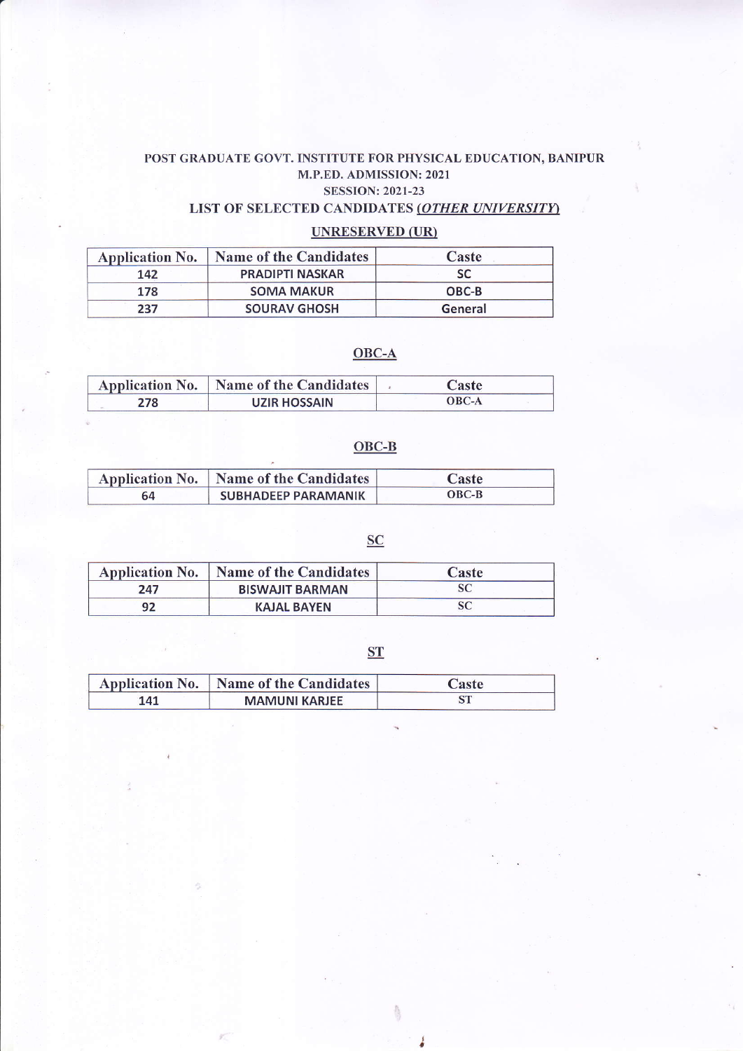# POST GRADUATE GOVT. INSTITUTE FOR PHYSICAL EDUCATION, BANIPUR

## M.P.ED. ADMISSION: 2021

## SESSION: 2021-23

## LIST OF SELECTED CANDIDATES *(OTHER UNIVERSITY)*

### UNRESERVED (UR)

| Application No. | Name of the Candidates | Caste |
|---|---|---|
| 142 | PRADIPTI NASKAR | SC |
| 178 | SOMA MAKUR | OBC-B |
| 237 | SOURAV GHOSH | General |

### OBC-A

| Application No. | Name of the Candidates | Caste |
|---|---|---|
| 278 | UZIR HOSSAIN | OBC-A |

### OBC-B

| Application No. | Name of the Candidates | Caste |
|---|---|---|
| 64 | SUBHADEEP PARAMANIK | OBC-B |

### SC

| Application No. | Name of the Candidates | Caste |
|---|---|---|
| 247 | BISWAJIT BARMAN | SC |
| 92 | KAJAL BAYEN | SC |

### ST

| Application No. | Name of the Candidates | Caste |
|---|---|---|
| 141 | MAMUNI KARJEE | ST |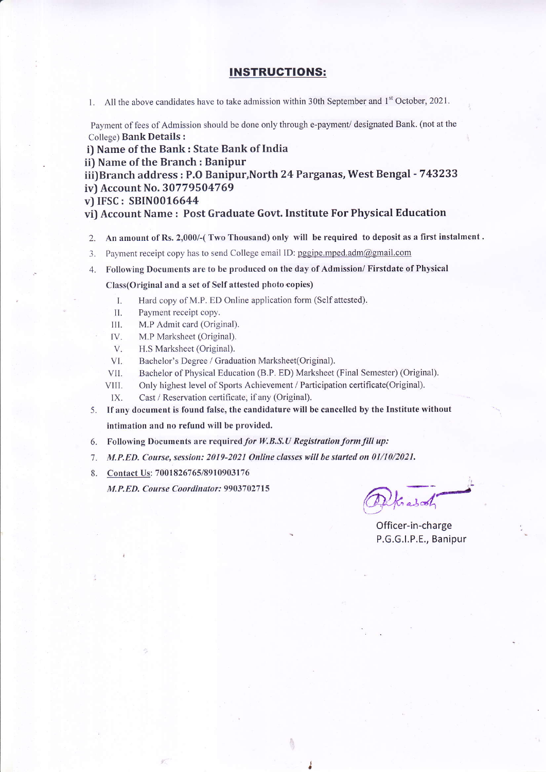## INSTRUCTIONS:

1. All the above candidates have to take admission within 30th September and 1st October, 2021.

Payment of fees of Admission should be done only through e-payment/ designated Bank. (not at the College) **Bank Details :**

**i) Name of the Bank : State Bank of India**
**ii) Name of the Branch : Banipur**
**iii)Branch address : P.O Banipur,North 24 Parganas, West Bengal - 743233**
**iv) Account No. 30779504769**
**v) IFSC : SBIN0016644**
**vi) Account Name : Post Graduate Govt. Institute For Physical Education**

2. **An amount of Rs. 2,000/-( Two Thousand) only will be required to deposit as a first instalment .**
3. Payment receipt copy has to send College email ID: pggipe.mped.adm@gmail.com
4. **Following Documents are to be produced on the day of Admission/ Firstdate of Physical Class(Original and a set of Self attested photo copies)**
   - I. Hard copy of M.P. ED Online application form (Self attested).
   - II. Payment receipt copy.
   - III. M.P Admit card (Original).
   - IV. M.P Marksheet (Original).
   - V. H.S Marksheet (Original).
   - VI. Bachelor's Degree / Graduation Marksheet(Original).
   - VII. Bachelor of Physical Education (B.P. ED) Marksheet (Final Semester) (Original).
   - VIII. Only highest level of Sports Achievement / Participation certificate(Original).
   - IX. Cast / Reservation certificate, if any (Original).
5. **If any document is found false, the candidature will be cancelled by the Institute without intimation and no refund will be provided.**
6. **Following Documents are required *for W.B.S.U Registration form fill up:***
7. ***M.P.ED. Course, session: 2019-2021 Online classes will be started on 01/10/2021.***
8. **Contact Us: 7001826765/8910903176**

   ***M.P.ED. Course Coordinator:* 9903702715**

Officer-in-charge
P.G.G.I.P.E., Banipur